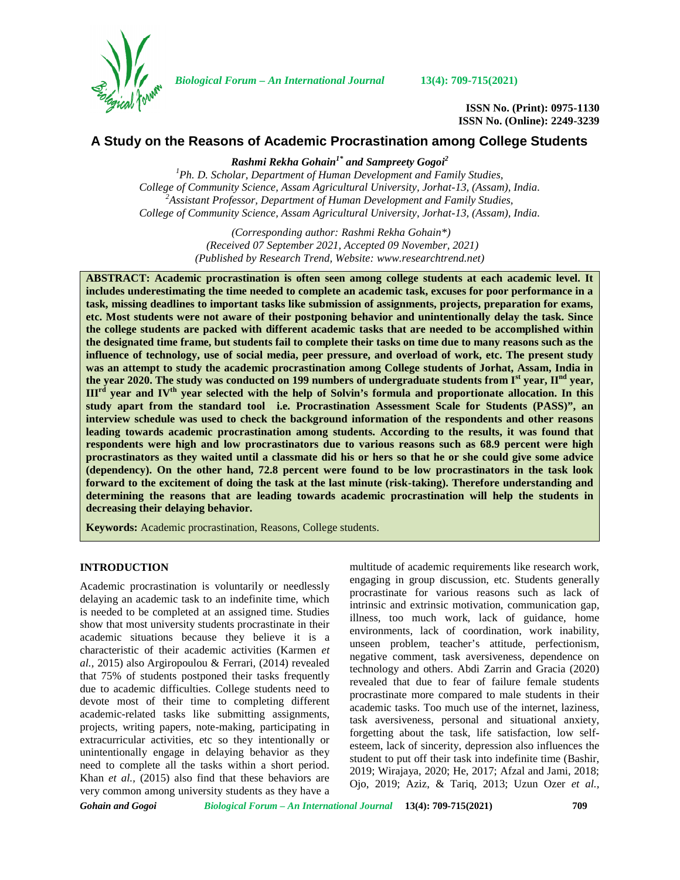# A Study on the Reasons of Academic Procrastination among College Students

***Rashmi Rekha Gohain*[1*] *and Sampreety Gogoi*[2]**

[1]*Ph. D. Scholar, Department of Human Development and Family Studies, College of Community Science, Assam Agricultural University, Jorhat-13, (Assam), India.*
[2]*Assistant Professor, Department of Human Development and Family Studies, College of Community Science, Assam Agricultural University, Jorhat-13, (Assam), India.*

*(Corresponding author: Rashmi Rekha Gohain\*)*
*(Received 07 September 2021, Accepted 09 November, 2021)*
*(Published by Research Trend, Website: www.researchtrend.net)*

**ABSTRACT: Academic procrastination is often seen among college students at each academic level. It includes underestimating the time needed to complete an academic task, excuses for poor performance in a task, missing deadlines to important tasks like submission of assignments, projects, preparation for exams, etc. Most students were not aware of their postponing behavior and unintentionally delay the task. Since the college students are packed with different academic tasks that are needed to be accomplished within the designated time frame, but students fail to complete their tasks on time due to many reasons such as the influence of technology, use of social media, peer pressure, and overload of work, etc. The present study was an attempt to study the academic procrastination among College students of Jorhat, Assam, India in the year 2020. The study was conducted on 199 numbers of undergraduate students from I^st year, II^nd year, III^rd year and IV^th year selected with the help of Solvin's formula and proportionate allocation. In this study apart from the standard tool i.e. Procrastination Assessment Scale for Students (PASS)", an interview schedule was used to check the background information of the respondents and other reasons leading towards academic procrastination among students. According to the results, it was found that respondents were high and low procrastinators due to various reasons such as 68.9 percent were high procrastinators as they waited until a classmate did his or hers so that he or she could give some advice (dependency). On the other hand, 72.8 percent were found to be low procrastinators in the task look forward to the excitement of doing the task at the last minute (risk-taking). Therefore understanding and determining the reasons that are leading towards academic procrastination will help the students in decreasing their delaying behavior.**

**Keywords:** Academic procrastination, Reasons, College students.

## INTRODUCTION

Academic procrastination is voluntarily or needlessly delaying an academic task to an indefinite time, which is needed to be completed at an assigned time. Studies show that most university students procrastinate in their academic situations because they believe it is a characteristic of their academic activities (Karmen *et al.,* 2015) also Argiropoulou & Ferrari, (2014) revealed that 75% of students postponed their tasks frequently due to academic difficulties. College students need to devote most of their time to completing different academic-related tasks like submitting assignments, projects, writing papers, note-making, participating in extracurricular activities, etc so they intentionally or unintentionally engage in delaying behavior as they need to complete all the tasks within a short period. Khan *et al.,* (2015) also find that these behaviors are very common among university students as they have a multitude of academic requirements like research work, engaging in group discussion, etc. Students generally procrastinate for various reasons such as lack of intrinsic and extrinsic motivation, communication gap, illness, too much work, lack of guidance, home environments, lack of coordination, work inability, unseen problem, teacher's attitude, perfectionism, negative comment, task aversiveness, dependence on technology and others. Abdi Zarrin and Gracia (2020) revealed that due to fear of failure female students procrastinate more compared to male students in their academic tasks. Too much use of the internet, laziness, task aversiveness, personal and situational anxiety, forgetting about the task, life satisfaction, low self-esteem, lack of sincerity, depression also influences the student to put off their task into indefinite time (Bashir, 2019; Wirajaya, 2020; He, 2017; Afzal and Jami, 2018; Ojo, 2019; Aziz, & Tariq, 2013; Uzun Ozer *et al.,*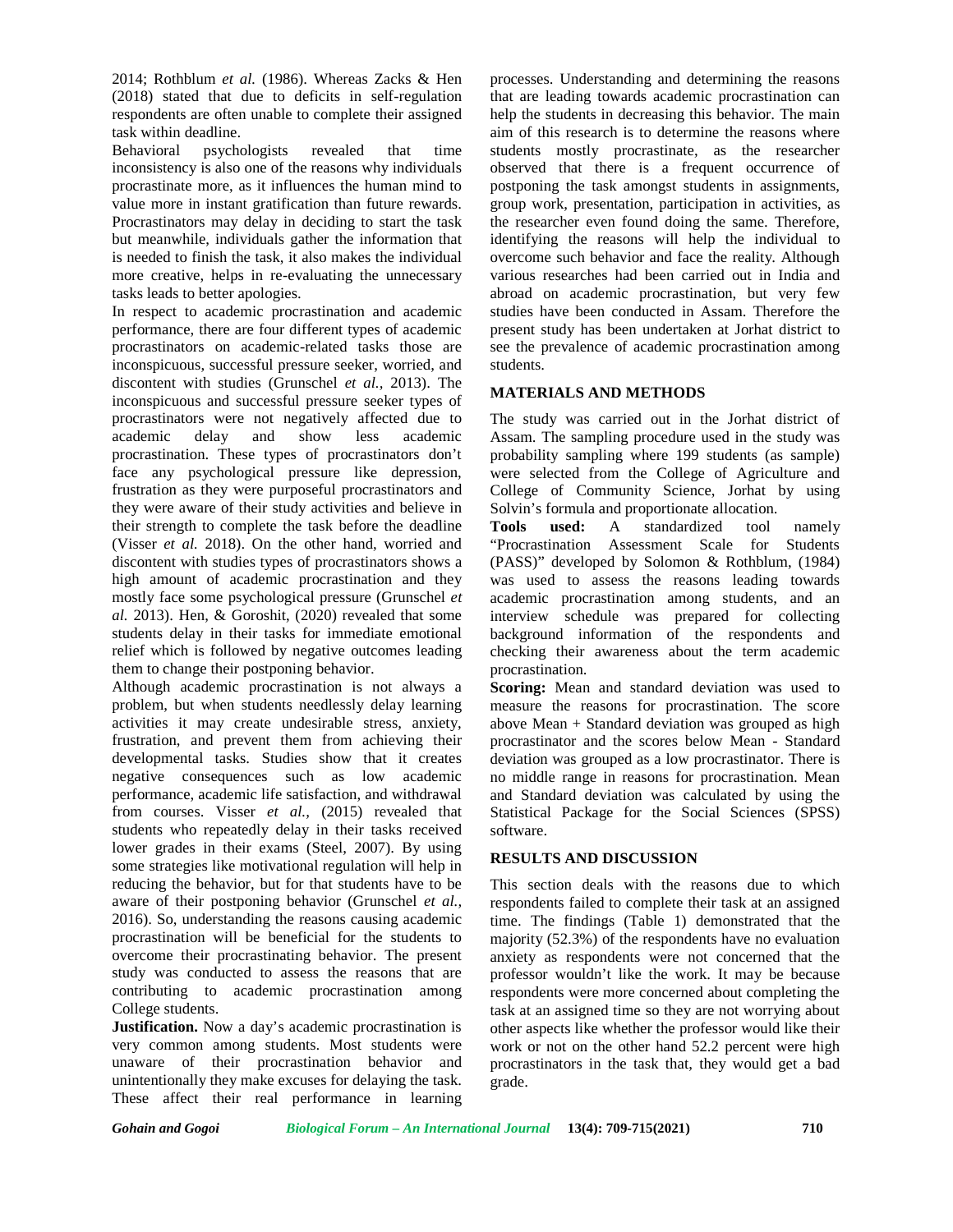2014; Rothblum *et al.* (1986). Whereas Zacks & Hen (2018) stated that due to deficits in self-regulation respondents are often unable to complete their assigned task within deadline.

Behavioral psychologists revealed that time inconsistency is also one of the reasons why individuals procrastinate more, as it influences the human mind to value more in instant gratification than future rewards. Procrastinators may delay in deciding to start the task but meanwhile, individuals gather the information that is needed to finish the task, it also makes the individual more creative, helps in re-evaluating the unnecessary tasks leads to better apologies.

In respect to academic procrastination and academic performance, there are four different types of academic procrastinators on academic-related tasks those are inconspicuous, successful pressure seeker, worried, and discontent with studies (Grunschel *et al.,* 2013). The inconspicuous and successful pressure seeker types of procrastinators were not negatively affected due to academic delay and show less academic procrastination. These types of procrastinators don't face any psychological pressure like depression, frustration as they were purposeful procrastinators and they were aware of their study activities and believe in their strength to complete the task before the deadline (Visser *et al.* 2018). On the other hand, worried and discontent with studies types of procrastinators shows a high amount of academic procrastination and they mostly face some psychological pressure (Grunschel *et al.* 2013). Hen, & Goroshit, (2020) revealed that some students delay in their tasks for immediate emotional relief which is followed by negative outcomes leading them to change their postponing behavior.

Although academic procrastination is not always a problem, but when students needlessly delay learning activities it may create undesirable stress, anxiety, frustration, and prevent them from achieving their developmental tasks. Studies show that it creates negative consequences such as low academic performance, academic life satisfaction, and withdrawal from courses. Visser *et al.,* (2015) revealed that students who repeatedly delay in their tasks received lower grades in their exams (Steel, 2007). By using some strategies like motivational regulation will help in reducing the behavior, but for that students have to be aware of their postponing behavior (Grunschel *et al.,* 2016). So, understanding the reasons causing academic procrastination will be beneficial for the students to overcome their procrastinating behavior. The present study was conducted to assess the reasons that are contributing to academic procrastination among College students.

**Justification.** Now a day's academic procrastination is very common among students. Most students were unaware of their procrastination behavior and unintentionally they make excuses for delaying the task. These affect their real performance in learning processes. Understanding and determining the reasons that are leading towards academic procrastination can help the students in decreasing this behavior. The main aim of this research is to determine the reasons where students mostly procrastinate, as the researcher observed that there is a frequent occurrence of postponing the task amongst students in assignments, group work, presentation, participation in activities, as the researcher even found doing the same. Therefore, identifying the reasons will help the individual to overcome such behavior and face the reality. Although various researches had been carried out in India and abroad on academic procrastination, but very few studies have been conducted in Assam. Therefore the present study has been undertaken at Jorhat district to see the prevalence of academic procrastination among students.

## MATERIALS AND METHODS

The study was carried out in the Jorhat district of Assam. The sampling procedure used in the study was probability sampling where 199 students (as sample) were selected from the College of Agriculture and College of Community Science, Jorhat by using Solvin's formula and proportionate allocation.

**Tools used:** A standardized tool namely "Procrastination Assessment Scale for Students (PASS)" developed by Solomon & Rothblum, (1984) was used to assess the reasons leading towards academic procrastination among students, and an interview schedule was prepared for collecting background information of the respondents and checking their awareness about the term academic procrastination.

**Scoring:** Mean and standard deviation was used to measure the reasons for procrastination. The score above Mean + Standard deviation was grouped as high procrastinator and the scores below Mean - Standard deviation was grouped as a low procrastinator. There is no middle range in reasons for procrastination. Mean and Standard deviation was calculated by using the Statistical Package for the Social Sciences (SPSS) software.

## RESULTS AND DISCUSSION

This section deals with the reasons due to which respondents failed to complete their task at an assigned time. The findings (Table 1) demonstrated that the majority (52.3%) of the respondents have no evaluation anxiety as respondents were not concerned that the professor wouldn't like the work. It may be because respondents were more concerned about completing the task at an assigned time so they are not worrying about other aspects like whether the professor would like their work or not on the other hand 52.2 percent were high procrastinators in the task that, they would get a bad grade.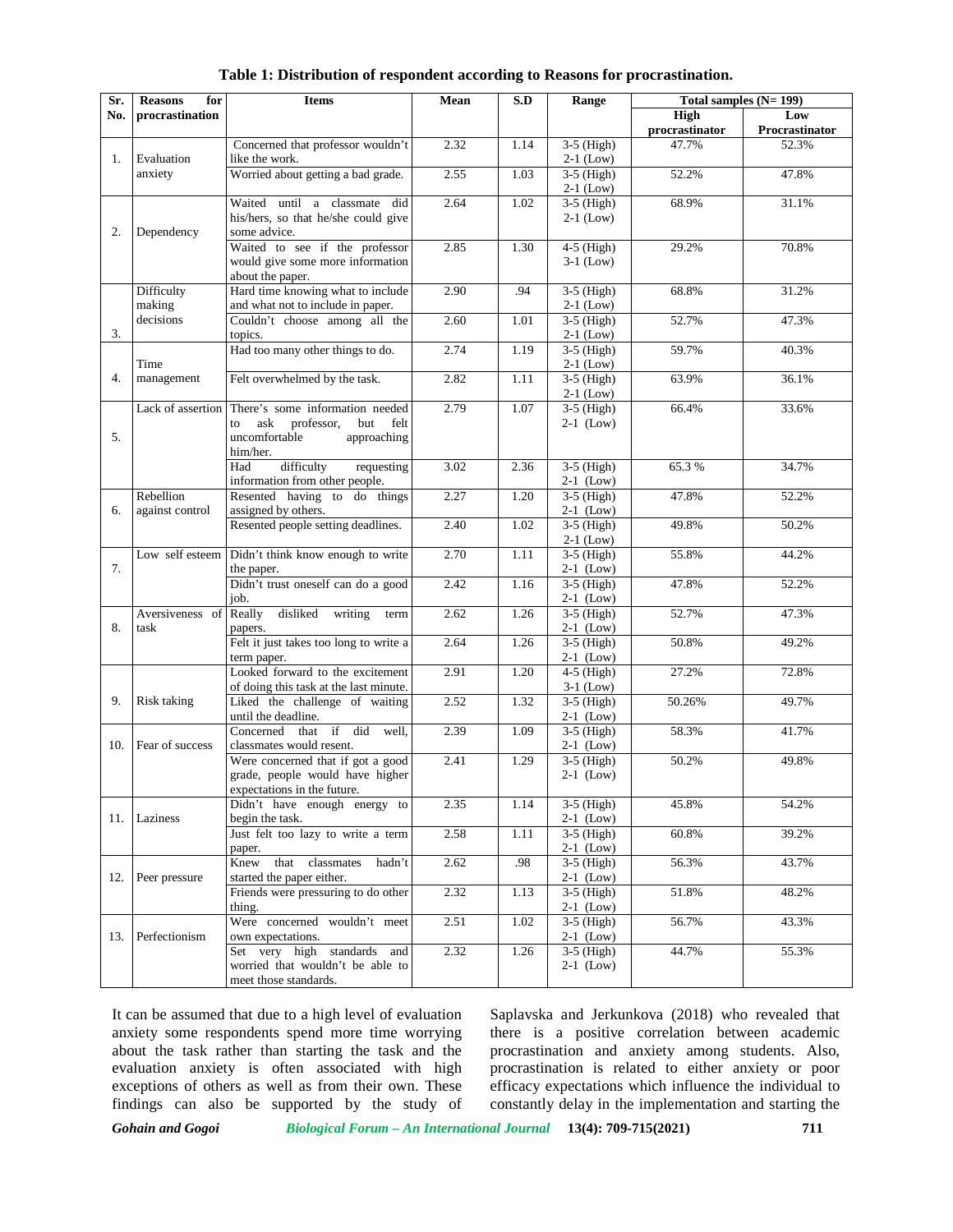**Table 1: Distribution of respondent according to Reasons for procrastination.**

| Sr. No. | Reasons for procrastination | Items | Mean | S.D | Range | Total samples (N= 199) | |
|---|---|---|---|---|---|---|---|
| | | | | | | High procrastinator | Low Procrastinator |
| 1. | Evaluation anxiety | Concerned that professor wouldn't like the work. | 2.32 | 1.14 | 3-5 (High) 2-1 (Low) | 47.7% | 52.3% |
| | | Worried about getting a bad grade. | 2.55 | 1.03 | 3-5 (High) 2-1 (Low) | 52.2% | 47.8% |
| 2. | Dependency | Waited until a classmate did his/hers, so that he/she could give some advice. | 2.64 | 1.02 | 3-5 (High) 2-1 (Low) | 68.9% | 31.1% |
| | | Waited to see if the professor would give some more information about the paper. | 2.85 | 1.30 | 4-5 (High) 3-1 (Low) | 29.2% | 70.8% |
| 3. | Difficulty making decisions | Hard time knowing what to include and what not to include in paper. | 2.90 | .94 | 3-5 (High) 2-1 (Low) | 68.8% | 31.2% |
| | | Couldn't choose among all the topics. | 2.60 | 1.01 | 3-5 (High) 2-1 (Low) | 52.7% | 47.3% |
| 4. | Time management | Had too many other things to do. | 2.74 | 1.19 | 3-5 (High) 2-1 (Low) | 59.7% | 40.3% |
| | | Felt overwhelmed by the task. | 2.82 | 1.11 | 3-5 (High) 2-1 (Low) | 63.9% | 36.1% |
| 5. | Lack of assertion | There's some information needed to ask professor, but felt uncomfortable approaching him/her. | 2.79 | 1.07 | 3-5 (High) 2-1 (Low) | 66.4% | 33.6% |
| | | Had difficulty requesting information from other people. | 3.02 | 2.36 | 3-5 (High) 2-1 (Low) | 65.3 % | 34.7% |
| 6. | Rebellion against control | Resented having to do things assigned by others. | 2.27 | 1.20 | 3-5 (High) 2-1 (Low) | 47.8% | 52.2% |
| | | Resented people setting deadlines. | 2.40 | 1.02 | 3-5 (High) 2-1 (Low) | 49.8% | 50.2% |
| 7. | Low self esteem | Didn't think know enough to write the paper. | 2.70 | 1.11 | 3-5 (High) 2-1 (Low) | 55.8% | 44.2% |
| | | Didn't trust oneself can do a good job. | 2.42 | 1.16 | 3-5 (High) 2-1 (Low) | 47.8% | 52.2% |
| 8. | Aversiveness of task | Really disliked writing term papers. | 2.62 | 1.26 | 3-5 (High) 2-1 (Low) | 52.7% | 47.3% |
| | | Felt it just takes too long to write a term paper. | 2.64 | 1.26 | 3-5 (High) 2-1 (Low) | 50.8% | 49.2% |
| 9. | Risk taking | Looked forward to the excitement of doing this task at the last minute. | 2.91 | 1.20 | 4-5 (High) 3-1 (Low) | 27.2% | 72.8% |
| | | Liked the challenge of waiting until the deadline. | 2.52 | 1.32 | 3-5 (High) 2-1 (Low) | 50.26% | 49.7% |
| 10. | Fear of success | Concerned that if did well, classmates would resent. | 2.39 | 1.09 | 3-5 (High) 2-1 (Low) | 58.3% | 41.7% |
| | | Were concerned that if got a good grade, people would have higher expectations in the future. | 2.41 | 1.29 | 3-5 (High) 2-1 (Low) | 50.2% | 49.8% |
| 11. | Laziness | Didn't have enough energy to begin the task. | 2.35 | 1.14 | 3-5 (High) 2-1 (Low) | 45.8% | 54.2% |
| | | Just felt too lazy to write a term paper. | 2.58 | 1.11 | 3-5 (High) 2-1 (Low) | 60.8% | 39.2% |
| 12. | Peer pressure | Knew that classmates hadn't started the paper either. | 2.62 | .98 | 3-5 (High) 2-1 (Low) | 56.3% | 43.7% |
| | | Friends were pressuring to do other thing. | 2.32 | 1.13 | 3-5 (High) 2-1 (Low) | 51.8% | 48.2% |
| 13. | Perfectionism | Were concerned wouldn't meet own expectations. | 2.51 | 1.02 | 3-5 (High) 2-1 (Low) | 56.7% | 43.3% |
| | | Set very high standards and worried that wouldn't be able to meet those standards. | 2.32 | 1.26 | 3-5 (High) 2-1 (Low) | 44.7% | 55.3% |

It can be assumed that due to a high level of evaluation anxiety some respondents spend more time worrying about the task rather than starting the task and the evaluation anxiety is often associated with high exceptions of others as well as from their own. These findings can also be supported by the study of Saplavska and Jerkunkova (2018) who revealed that there is a positive correlation between academic procrastination and anxiety among students. Also, procrastination is related to either anxiety or poor efficacy expectations which influence the individual to constantly delay in the implementation and starting the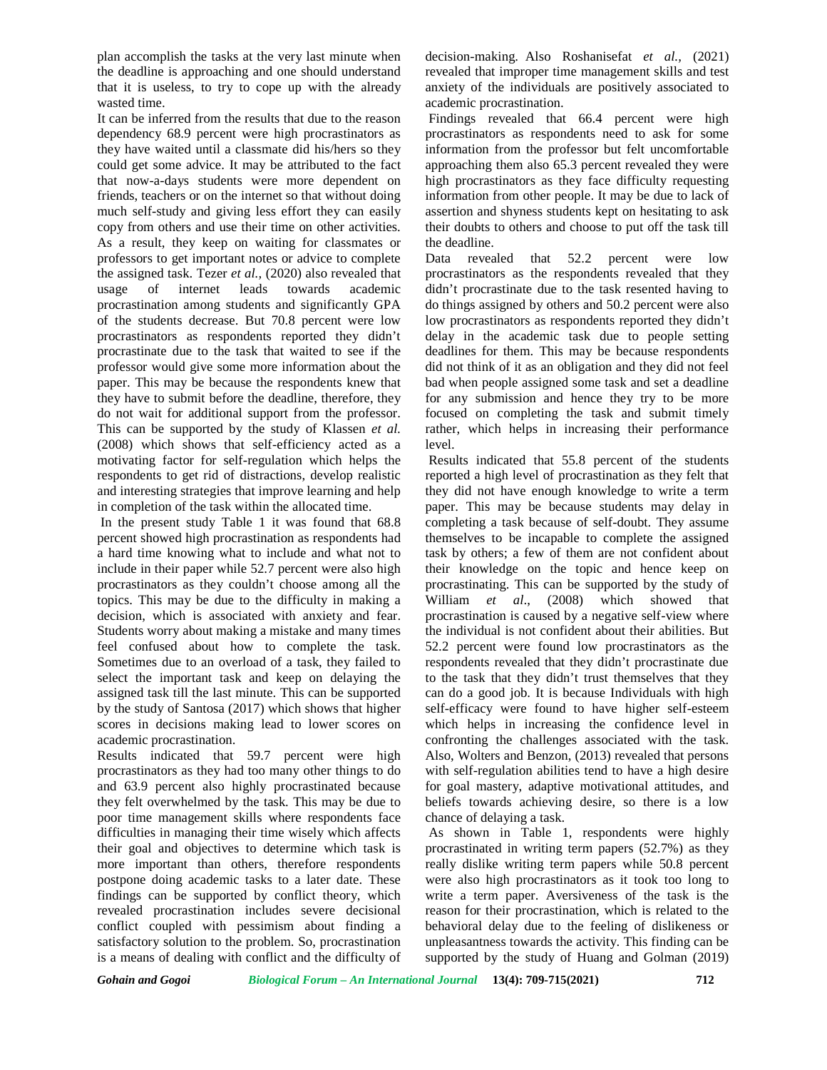plan accomplish the tasks at the very last minute when the deadline is approaching and one should understand that it is useless, to try to cope up with the already wasted time.

It can be inferred from the results that due to the reason dependency 68.9 percent were high procrastinators as they have waited until a classmate did his/hers so they could get some advice. It may be attributed to the fact that now-a-days students were more dependent on friends, teachers or on the internet so that without doing much self-study and giving less effort they can easily copy from others and use their time on other activities. As a result, they keep on waiting for classmates or professors to get important notes or advice to complete the assigned task. Tezer *et al.,* (2020) also revealed that usage of internet leads towards academic procrastination among students and significantly GPA of the students decrease. But 70.8 percent were low procrastinators as respondents reported they didn't procrastinate due to the task that waited to see if the professor would give some more information about the paper. This may be because the respondents knew that they have to submit before the deadline, therefore, they do not wait for additional support from the professor. This can be supported by the study of Klassen *et al.* (2008) which shows that self-efficiency acted as a motivating factor for self-regulation which helps the respondents to get rid of distractions, develop realistic and interesting strategies that improve learning and help in completion of the task within the allocated time.

In the present study Table 1 it was found that 68.8 percent showed high procrastination as respondents had a hard time knowing what to include and what not to include in their paper while 52.7 percent were also high procrastinators as they couldn't choose among all the topics. This may be due to the difficulty in making a decision, which is associated with anxiety and fear. Students worry about making a mistake and many times feel confused about how to complete the task. Sometimes due to an overload of a task, they failed to select the important task and keep on delaying the assigned task till the last minute. This can be supported by the study of Santosa (2017) which shows that higher scores in decisions making lead to lower scores on academic procrastination.

Results indicated that 59.7 percent were high procrastinators as they had too many other things to do and 63.9 percent also highly procrastinated because they felt overwhelmed by the task. This may be due to poor time management skills where respondents face difficulties in managing their time wisely which affects their goal and objectives to determine which task is more important than others, therefore respondents postpone doing academic tasks to a later date. These findings can be supported by conflict theory, which revealed procrastination includes severe decisional conflict coupled with pessimism about finding a satisfactory solution to the problem. So, procrastination is a means of dealing with conflict and the difficulty of decision-making. Also Roshanisefat *et al.,* (2021) revealed that improper time management skills and test anxiety of the individuals are positively associated to academic procrastination.

Findings revealed that 66.4 percent were high procrastinators as respondents need to ask for some information from the professor but felt uncomfortable approaching them also 65.3 percent revealed they were high procrastinators as they face difficulty requesting information from other people. It may be due to lack of assertion and shyness students kept on hesitating to ask their doubts to others and choose to put off the task till the deadline.

Data revealed that 52.2 percent were low procrastinators as the respondents revealed that they didn't procrastinate due to the task resented having to do things assigned by others and 50.2 percent were also low procrastinators as respondents reported they didn't delay in the academic task due to people setting deadlines for them. This may be because respondents did not think of it as an obligation and they did not feel bad when people assigned some task and set a deadline for any submission and hence they try to be more focused on completing the task and submit timely rather, which helps in increasing their performance level.

Results indicated that 55.8 percent of the students reported a high level of procrastination as they felt that they did not have enough knowledge to write a term paper. This may be because students may delay in completing a task because of self-doubt. They assume themselves to be incapable to complete the assigned task by others; a few of them are not confident about their knowledge on the topic and hence keep on procrastinating. This can be supported by the study of William *et al*., (2008) which showed that procrastination is caused by a negative self-view where the individual is not confident about their abilities. But 52.2 percent were found low procrastinators as the respondents revealed that they didn't procrastinate due to the task that they didn't trust themselves that they can do a good job. It is because Individuals with high self-efficacy were found to have higher self-esteem which helps in increasing the confidence level in confronting the challenges associated with the task. Also, Wolters and Benzon, (2013) revealed that persons with self-regulation abilities tend to have a high desire for goal mastery, adaptive motivational attitudes, and beliefs towards achieving desire, so there is a low chance of delaying a task.

As shown in Table 1, respondents were highly procrastinated in writing term papers (52.7%) as they really dislike writing term papers while 50.8 percent were also high procrastinators as it took too long to write a term paper. Aversiveness of the task is the reason for their procrastination, which is related to the behavioral delay due to the feeling of dislikeness or unpleasantness towards the activity. This finding can be supported by the study of Huang and Golman (2019)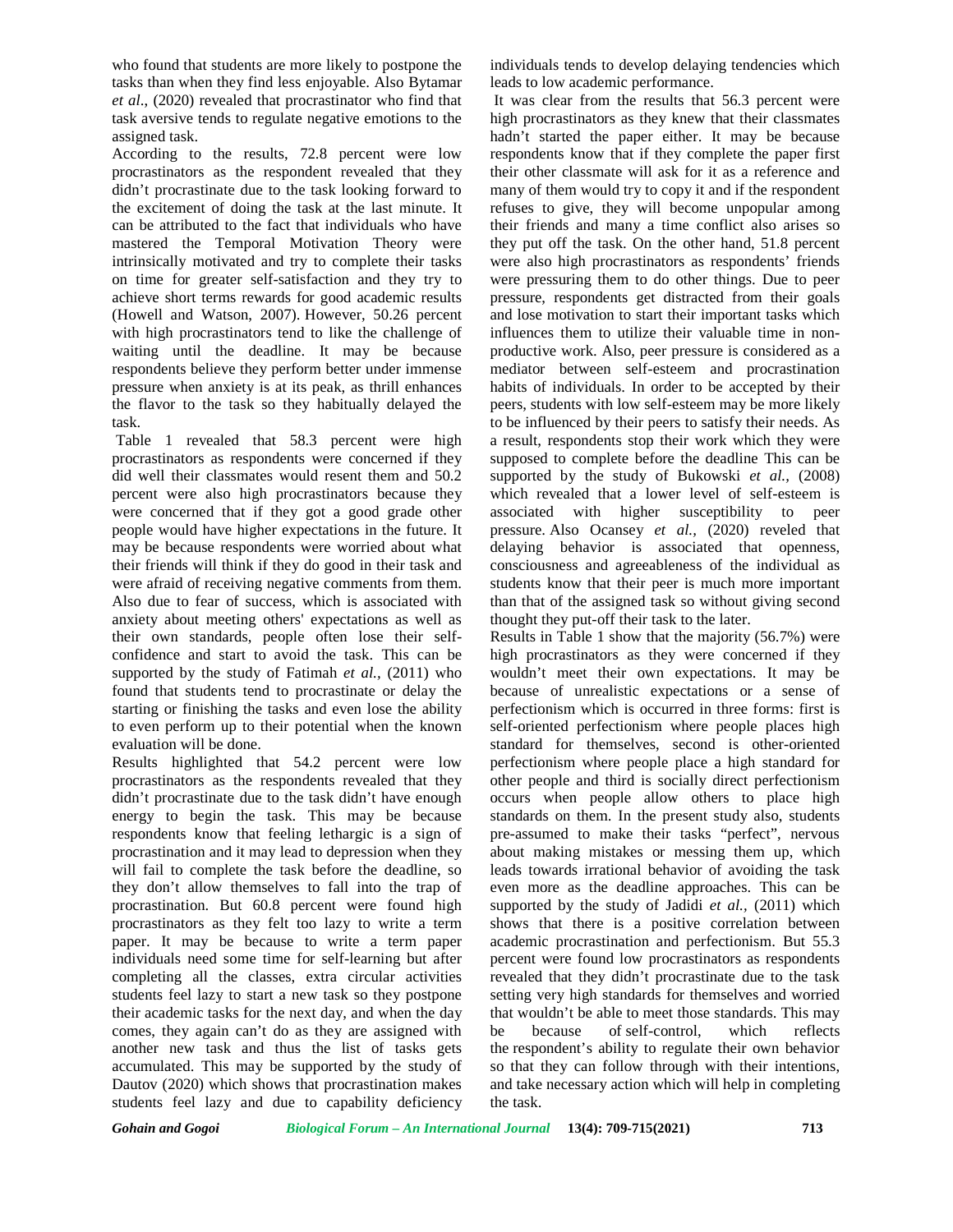who found that students are more likely to postpone the tasks than when they find less enjoyable. Also Bytamar *et al*., (2020) revealed that procrastinator who find that task aversive tends to regulate negative emotions to the assigned task.

According to the results, 72.8 percent were low procrastinators as the respondent revealed that they didn't procrastinate due to the task looking forward to the excitement of doing the task at the last minute. It can be attributed to the fact that individuals who have mastered the Temporal Motivation Theory were intrinsically motivated and try to complete their tasks on time for greater self-satisfaction and they try to achieve short terms rewards for good academic results (Howell and Watson, 2007). However, 50.26 percent with high procrastinators tend to like the challenge of waiting until the deadline. It may be because respondents believe they perform better under immense pressure when anxiety is at its peak, as thrill enhances the flavor to the task so they habitually delayed the task.

Table 1 revealed that 58.3 percent were high procrastinators as respondents were concerned if they did well their classmates would resent them and 50.2 percent were also high procrastinators because they were concerned that if they got a good grade other people would have higher expectations in the future. It may be because respondents were worried about what their friends will think if they do good in their task and were afraid of receiving negative comments from them. Also due to fear of success, which is associated with anxiety about meeting others' expectations as well as their own standards, people often lose their self-confidence and start to avoid the task. This can be supported by the study of Fatimah *et al.,* (2011) who found that students tend to procrastinate or delay the starting or finishing the tasks and even lose the ability to even perform up to their potential when the known evaluation will be done.

Results highlighted that 54.2 percent were low procrastinators as the respondents revealed that they didn't procrastinate due to the task didn't have enough energy to begin the task. This may be because respondents know that feeling lethargic is a sign of procrastination and it may lead to depression when they will fail to complete the task before the deadline, so they don't allow themselves to fall into the trap of procrastination. But 60.8 percent were found high procrastinators as they felt too lazy to write a term paper. It may be because to write a term paper individuals need some time for self-learning but after completing all the classes, extra circular activities students feel lazy to start a new task so they postpone their academic tasks for the next day, and when the day comes, they again can't do as they are assigned with another new task and thus the list of tasks gets accumulated. This may be supported by the study of Dautov (2020) which shows that procrastination makes students feel lazy and due to capability deficiency individuals tends to develop delaying tendencies which leads to low academic performance.

It was clear from the results that 56.3 percent were high procrastinators as they knew that their classmates hadn't started the paper either. It may be because respondents know that if they complete the paper first their other classmate will ask for it as a reference and many of them would try to copy it and if the respondent refuses to give, they will become unpopular among their friends and many a time conflict also arises so they put off the task. On the other hand, 51.8 percent were also high procrastinators as respondents' friends were pressuring them to do other things. Due to peer pressure, respondents get distracted from their goals and lose motivation to start their important tasks which influences them to utilize their valuable time in non-productive work. Also, peer pressure is considered as a mediator between self-esteem and procrastination habits of individuals. In order to be accepted by their peers, students with low self-esteem may be more likely to be influenced by their peers to satisfy their needs. As a result, respondents stop their work which they were supposed to complete before the deadline This can be supported by the study of Bukowski *et al.,* (2008) which revealed that a lower level of self-esteem is associated with higher susceptibility to peer pressure. Also Ocansey *et al.,* (2020) reveled that delaying behavior is associated that openness, consciousness and agreeableness of the individual as students know that their peer is much more important than that of the assigned task so without giving second thought they put-off their task to the later.

Results in Table 1 show that the majority (56.7%) were high procrastinators as they were concerned if they wouldn't meet their own expectations. It may be because of unrealistic expectations or a sense of perfectionism which is occurred in three forms: first is self-oriented perfectionism where people places high standard for themselves, second is other-oriented perfectionism where people place a high standard for other people and third is socially direct perfectionism occurs when people allow others to place high standards on them. In the present study also, students pre-assumed to make their tasks "perfect", nervous about making mistakes or messing them up, which leads towards irrational behavior of avoiding the task even more as the deadline approaches. This can be supported by the study of Jadidi *et al.*, (2011) which shows that there is a positive correlation between academic procrastination and perfectionism. But 55.3 percent were found low procrastinators as respondents revealed that they didn't procrastinate due to the task setting very high standards for themselves and worried that wouldn't be able to meet those standards. This may be because of self-control, which reflects the respondent's ability to regulate their own behavior so that they can follow through with their intentions, and take necessary action which will help in completing the task.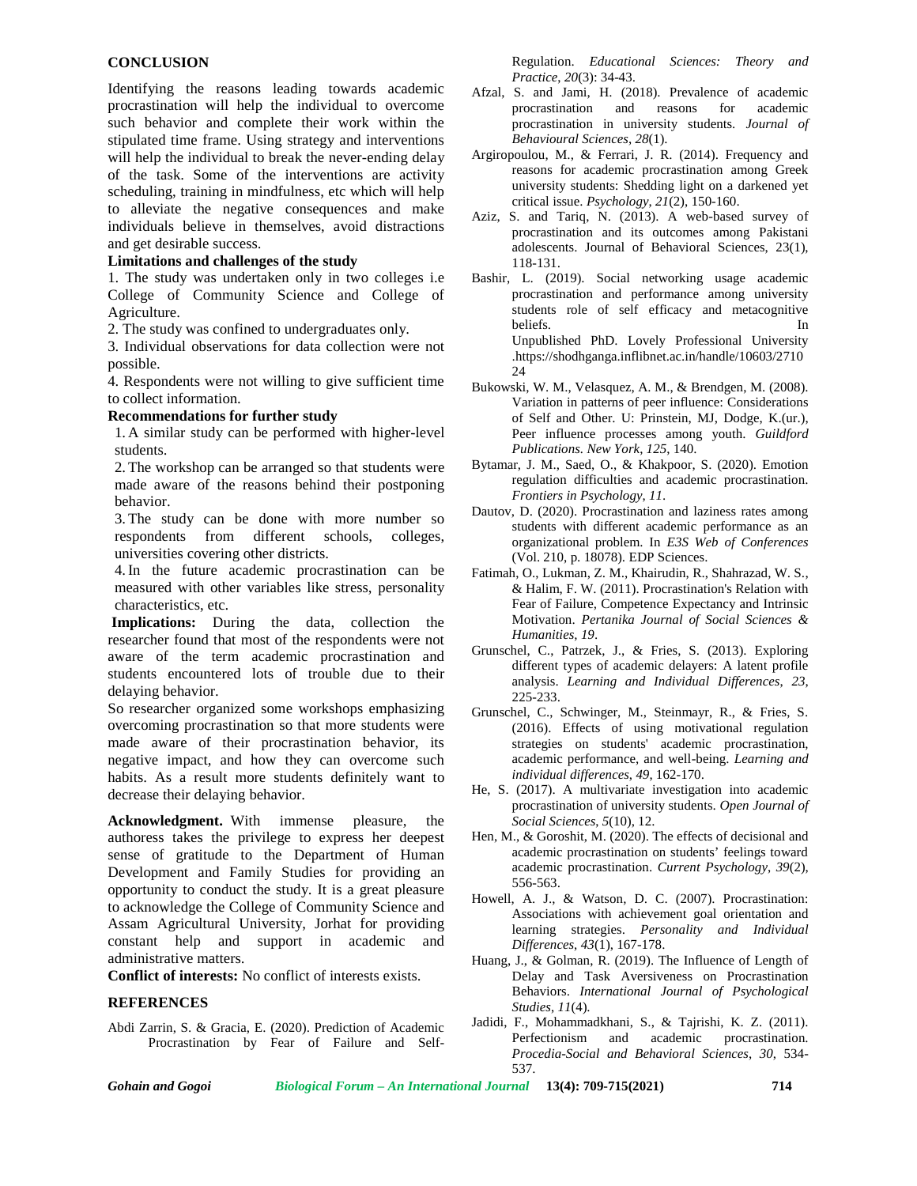## CONCLUSION

Identifying the reasons leading towards academic procrastination will help the individual to overcome such behavior and complete their work within the stipulated time frame. Using strategy and interventions will help the individual to break the never-ending delay of the task. Some of the interventions are activity scheduling, training in mindfulness, etc which will help to alleviate the negative consequences and make individuals believe in themselves, avoid distractions and get desirable success.

### Limitations and challenges of the study

1. The study was undertaken only in two colleges i.e College of Community Science and College of Agriculture.

2. The study was confined to undergraduates only.

3. Individual observations for data collection were not possible.

4. Respondents were not willing to give sufficient time to collect information.

### Recommendations for further study

1. A similar study can be performed with higher-level students.
2. The workshop can be arranged so that students were made aware of the reasons behind their postponing behavior.
3. The study can be done with more number so respondents from different schools, colleges, universities covering other districts.
4. In the future academic procrastination can be measured with other variables like stress, personality characteristics, etc.

**Implications:** During the data, collection the researcher found that most of the respondents were not aware of the term academic procrastination and students encountered lots of trouble due to their delaying behavior.

So researcher organized some workshops emphasizing overcoming procrastination so that more students were made aware of their procrastination behavior, its negative impact, and how they can overcome such habits. As a result more students definitely want to decrease their delaying behavior.

**Acknowledgment.** With immense pleasure, the authoress takes the privilege to express her deepest sense of gratitude to the Department of Human Development and Family Studies for providing an opportunity to conduct the study. It is a great pleasure to acknowledge the College of Community Science and Assam Agricultural University, Jorhat for providing constant help and support in academic and administrative matters.

**Conflict of interests:** No conflict of interests exists.

## REFERENCES

Abdi Zarrin, S. & Gracia, E. (2020). Prediction of Academic Procrastination by Fear of Failure and Self-Regulation. *Educational Sciences: Theory and Practice*, *20*(3): 34-43.

Afzal, S. and Jami, H. (2018). Prevalence of academic procrastination and reasons for academic procrastination in university students. *Journal of Behavioural Sciences*, *28*(1).

Argiropoulou, M., & Ferrari, J. R. (2014). Frequency and reasons for academic procrastination among Greek university students: Shedding light on a darkened yet critical issue. *Psychology*, *21*(2), 150-160.

Aziz, S. and Tariq, N. (2013). A web-based survey of procrastination and its outcomes among Pakistani adolescents. Journal of Behavioral Sciences, 23(1), 118-131.

Bashir, L. (2019). Social networking usage academic procrastination and performance among university students role of self efficacy and metacognitive beliefs. In Unpublished PhD. Lovely Professional University .https://shodhganga.inflibnet.ac.in/handle/10603/271024

Bukowski, W. M., Velasquez, A. M., & Brendgen, M. (2008). Variation in patterns of peer influence: Considerations of Self and Other. U: Prinstein, MJ, Dodge, K.(ur.), Peer influence processes among youth. *Guildford Publications. New York*, *125*, 140.

Bytamar, J. M., Saed, O., & Khakpoor, S. (2020). Emotion regulation difficulties and academic procrastination. *Frontiers in Psychology*, *11*.

Dautov, D. (2020). Procrastination and laziness rates among students with different academic performance as an organizational problem. In *E3S Web of Conferences* (Vol. 210, p. 18078). EDP Sciences.

Fatimah, O., Lukman, Z. M., Khairudin, R., Shahrazad, W. S., & Halim, F. W. (2011). Procrastination's Relation with Fear of Failure, Competence Expectancy and Intrinsic Motivation. *Pertanika Journal of Social Sciences & Humanities*, *19*.

Grunschel, C., Patrzek, J., & Fries, S. (2013). Exploring different types of academic delayers: A latent profile analysis. *Learning and Individual Differences*, *23*, 225-233.

Grunschel, C., Schwinger, M., Steinmayr, R., & Fries, S. (2016). Effects of using motivational regulation strategies on students' academic procrastination, academic performance, and well-being. *Learning and individual differences*, *49*, 162-170.

He, S. (2017). A multivariate investigation into academic procrastination of university students. *Open Journal of Social Sciences*, *5*(10), 12.

Hen, M., & Goroshit, M. (2020). The effects of decisional and academic procrastination on students' feelings toward academic procrastination. *Current Psychology*, *39*(2), 556-563.

Howell, A. J., & Watson, D. C. (2007). Procrastination: Associations with achievement goal orientation and learning strategies. *Personality and Individual Differences*, *43*(1), 167-178.

Huang, J., & Golman, R. (2019). The Influence of Length of Delay and Task Aversiveness on Procrastination Behaviors. *International Journal of Psychological Studies*, *11*(4).

Jadidi, F., Mohammadkhani, S., & Tajrishi, K. Z. (2011). Perfectionism and academic procrastination. *Procedia-Social and Behavioral Sciences*, *30*, 534-537.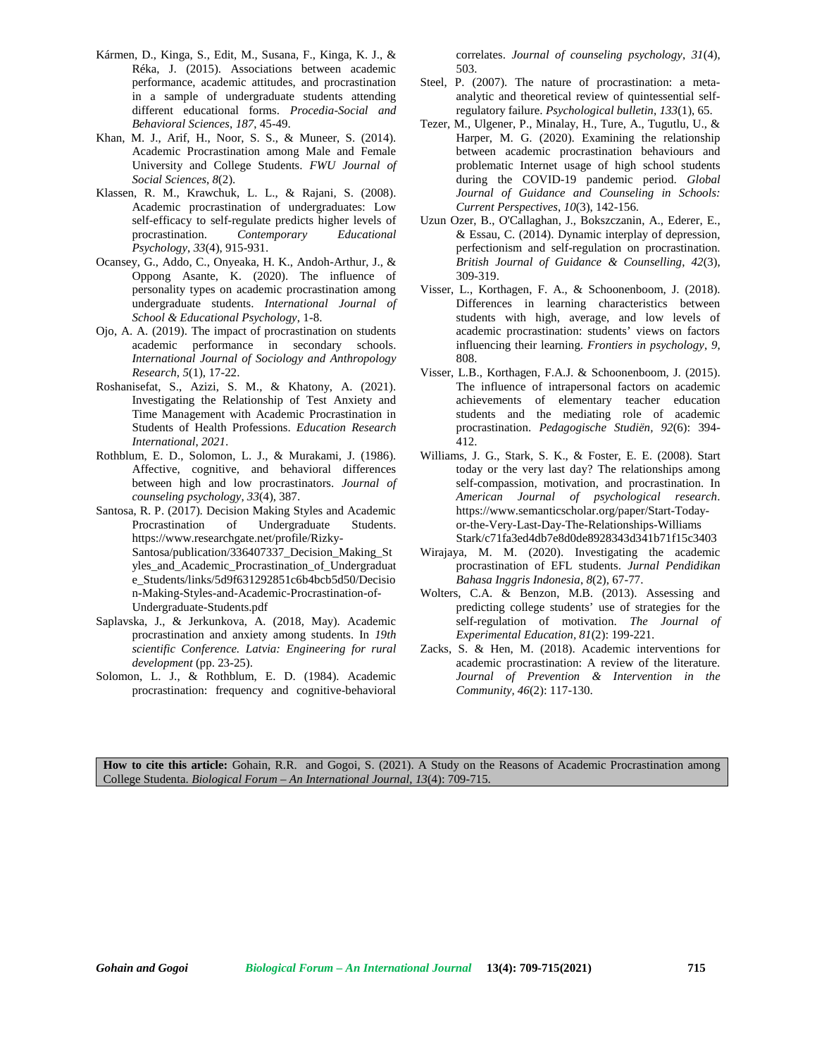Kármen, D., Kinga, S., Edit, M., Susana, F., Kinga, K. J., & Réka, J. (2015). Associations between academic performance, academic attitudes, and procrastination in a sample of undergraduate students attending different educational forms. *Procedia-Social and Behavioral Sciences*, *187*, 45-49.

Khan, M. J., Arif, H., Noor, S. S., & Muneer, S. (2014). Academic Procrastination among Male and Female University and College Students. *FWU Journal of Social Sciences*, *8*(2).

Klassen, R. M., Krawchuk, L. L., & Rajani, S. (2008). Academic procrastination of undergraduates: Low self-efficacy to self-regulate predicts higher levels of procrastination. *Contemporary Educational Psychology*, *33*(4), 915-931.

Ocansey, G., Addo, C., Onyeaka, H. K., Andoh-Arthur, J., & Oppong Asante, K. (2020). The influence of personality types on academic procrastination among undergraduate students. *International Journal of School & Educational Psychology*, 1-8.

Ojo, A. A. (2019). The impact of procrastination on students academic performance in secondary schools. *International Journal of Sociology and Anthropology Research*, *5*(1), 17-22.

Roshanisefat, S., Azizi, S. M., & Khatony, A. (2021). Investigating the Relationship of Test Anxiety and Time Management with Academic Procrastination in Students of Health Professions. *Education Research International*, *2021*.

Rothblum, E. D., Solomon, L. J., & Murakami, J. (1986). Affective, cognitive, and behavioral differences between high and low procrastinators. *Journal of counseling psychology*, *33*(4), 387.

Santosa, R. P. (2017). Decision Making Styles and Academic Procrastination of Undergraduate Students. https://www.researchgate.net/profile/Rizky-Santosa/publication/336407337_Decision_Making_Styles_and_Academic_Procrastination_of_Undergraduate_Students/links/5d9f631292851c6b4bcb5d50/Decision-Making-Styles-and-Academic-Procrastination-of-Undergraduate-Students.pdf

Saplavska, J., & Jerkunkova, A. (2018, May). Academic procrastination and anxiety among students. In *19th scientific Conference. Latvia: Engineering for rural development* (pp. 23-25).

Solomon, L. J., & Rothblum, E. D. (1984). Academic procrastination: frequency and cognitive-behavioral correlates. *Journal of counseling psychology*, *31*(4), 503.

Steel, P. (2007). The nature of procrastination: a meta-analytic and theoretical review of quintessential self-regulatory failure. *Psychological bulletin*, *133*(1), 65.

Tezer, M., Ulgener, P., Minalay, H., Ture, A., Tugutlu, U., & Harper, M. G. (2020). Examining the relationship between academic procrastination behaviours and problematic Internet usage of high school students during the COVID-19 pandemic period. *Global Journal of Guidance and Counseling in Schools: Current Perspectives*, *10*(3), 142-156.

Uzun Ozer, B., O'Callaghan, J., Bokszczanin, A., Ederer, E., & Essau, C. (2014). Dynamic interplay of depression, perfectionism and self-regulation on procrastination. *British Journal of Guidance & Counselling*, *42*(3), 309-319.

Visser, L., Korthagen, F. A., & Schoonenboom, J. (2018). Differences in learning characteristics between students with high, average, and low levels of academic procrastination: students' views on factors influencing their learning. *Frontiers in psychology*, *9*, 808.

Visser, L.B., Korthagen, F.A.J. & Schoonenboom, J. (2015). The influence of intrapersonal factors on academic achievements of elementary teacher education students and the mediating role of academic procrastination. *Pedagogische Studiën*, *92*(6): 394-412.

Williams, J. G., Stark, S. K., & Foster, E. E. (2008). Start today or the very last day? The relationships among self-compassion, motivation, and procrastination. In *American Journal of psychological research*. https://www.semanticscholar.org/paper/Start-Today-or-the-Very-Last-Day-The-Relationships-Williams-Stark/c71fa3ed4db7e8d0de8928343d341b71f15c3403

Wirajaya, M. M. (2020). Investigating the academic procrastination of EFL students. *Jurnal Pendidikan Bahasa Inggris Indonesia*, *8*(2), 67-77.

Wolters, C.A. & Benzon, M.B. (2013). Assessing and predicting college students' use of strategies for the self-regulation of motivation. *The Journal of Experimental Education*, *81*(2): 199-221.

Zacks, S. & Hen, M. (2018). Academic interventions for academic procrastination: A review of the literature. *Journal of Prevention & Intervention in the Community*, *46*(2): 117-130.

**How to cite this article:** Gohain, R.R. and Gogoi, S. (2021). A Study on the Reasons of Academic Procrastination among College Studenta. *Biological Forum – An International Journal*, *13*(4): 709-715.